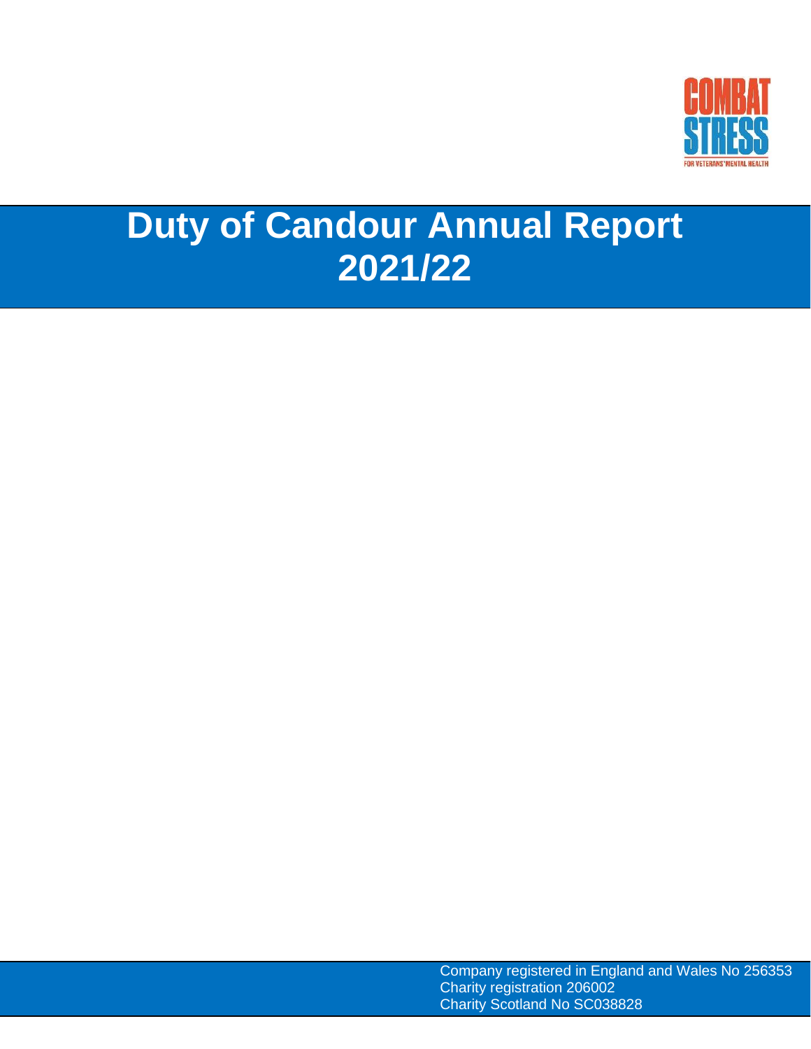COMBAT STRESS

FOR VETERANS' MENTAL HEALTH

# Duty of Candour Annual Report 2021/22

Company registered in England and Wales No 256353
Charity registration 206002
Charity Scotland No SC038828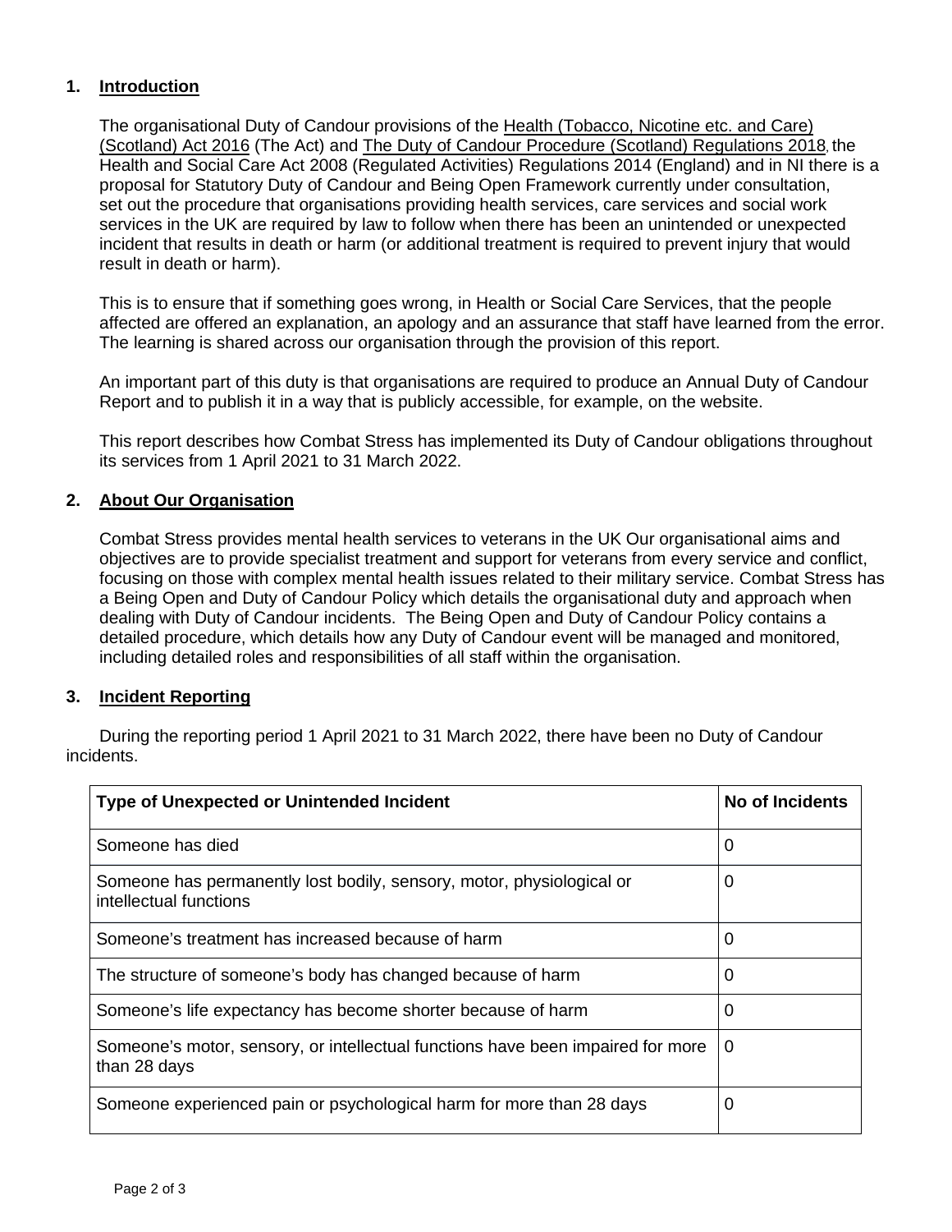## 1. Introduction

The organisational Duty of Candour provisions of the Health (Tobacco, Nicotine etc. and Care) (Scotland) Act 2016 (The Act) and The Duty of Candour Procedure (Scotland) Regulations 2018, the Health and Social Care Act 2008 (Regulated Activities) Regulations 2014 (England) and in NI there is a proposal for Statutory Duty of Candour and Being Open Framework currently under consultation, set out the procedure that organisations providing health services, care services and social work services in the UK are required by law to follow when there has been an unintended or unexpected incident that results in death or harm (or additional treatment is required to prevent injury that would result in death or harm).

This is to ensure that if something goes wrong, in Health or Social Care Services, that the people affected are offered an explanation, an apology and an assurance that staff have learned from the error. The learning is shared across our organisation through the provision of this report.

An important part of this duty is that organisations are required to produce an Annual Duty of Candour Report and to publish it in a way that is publicly accessible, for example, on the website.

This report describes how Combat Stress has implemented its Duty of Candour obligations throughout its services from 1 April 2021 to 31 March 2022.

## 2. About Our Organisation

Combat Stress provides mental health services to veterans in the UK Our organisational aims and objectives are to provide specialist treatment and support for veterans from every service and conflict, focusing on those with complex mental health issues related to their military service. Combat Stress has a Being Open and Duty of Candour Policy which details the organisational duty and approach when dealing with Duty of Candour incidents. The Being Open and Duty of Candour Policy contains a detailed procedure, which details how any Duty of Candour event will be managed and monitored, including detailed roles and responsibilities of all staff within the organisation.

## 3. Incident Reporting

During the reporting period 1 April 2021 to 31 March 2022, there have been no Duty of Candour incidents.

| Type of Unexpected or Unintended Incident | No of Incidents |
|---|---|
| Someone has died | 0 |
| Someone has permanently lost bodily, sensory, motor, physiological or intellectual functions | 0 |
| Someone's treatment has increased because of harm | 0 |
| The structure of someone's body has changed because of harm | 0 |
| Someone's life expectancy has become shorter because of harm | 0 |
| Someone's motor, sensory, or intellectual functions have been impaired for more than 28 days | 0 |
| Someone experienced pain or psychological harm for more than 28 days | 0 |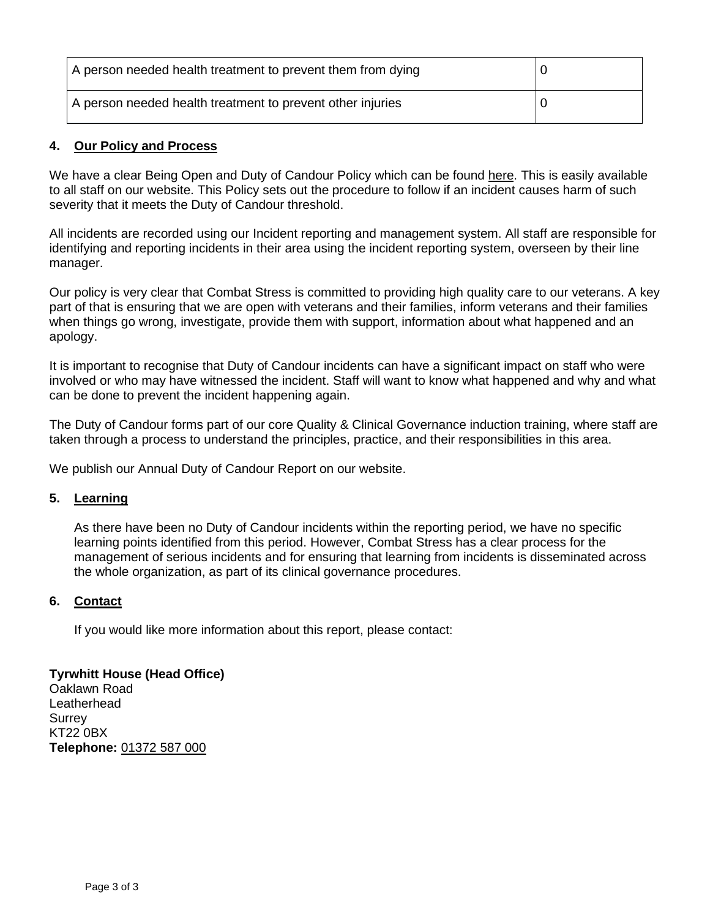| | |
|---|---|
| A person needed health treatment to prevent them from dying | 0 |
| A person needed health treatment to prevent other injuries | 0 |

## 4. Our Policy and Process

We have a clear Being Open and Duty of Candour Policy which can be found here. This is easily available to all staff on our website. This Policy sets out the procedure to follow if an incident causes harm of such severity that it meets the Duty of Candour threshold.

All incidents are recorded using our Incident reporting and management system. All staff are responsible for identifying and reporting incidents in their area using the incident reporting system, overseen by their line manager.

Our policy is very clear that Combat Stress is committed to providing high quality care to our veterans. A key part of that is ensuring that we are open with veterans and their families, inform veterans and their families when things go wrong, investigate, provide them with support, information about what happened and an apology.

It is important to recognise that Duty of Candour incidents can have a significant impact on staff who were involved or who may have witnessed the incident. Staff will want to know what happened and why and what can be done to prevent the incident happening again.

The Duty of Candour forms part of our core Quality & Clinical Governance induction training, where staff are taken through a process to understand the principles, practice, and their responsibilities in this area.

We publish our Annual Duty of Candour Report on our website.

## 5. Learning

As there have been no Duty of Candour incidents within the reporting period, we have no specific learning points identified from this period. However, Combat Stress has a clear process for the management of serious incidents and for ensuring that learning from incidents is disseminated across the whole organization, as part of its clinical governance procedures.

## 6. Contact

If you would like more information about this report, please contact:

**Tyrwhitt House (Head Office)**
Oaklawn Road
Leatherhead
Surrey
KT22 0BX
**Telephone:** 01372 587 000